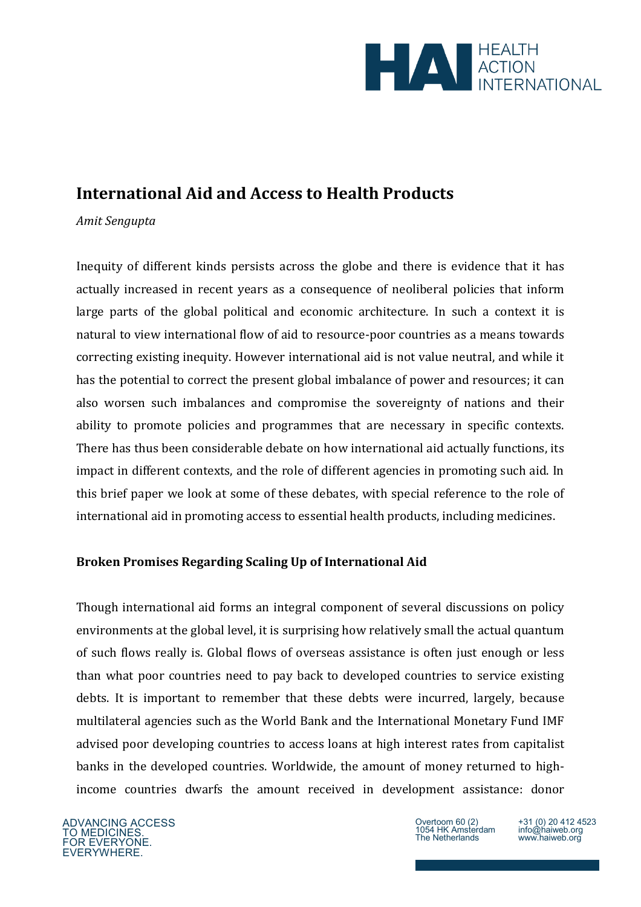# International Aid and Access to Health Products

*Amit Sengupta*

Inequity of different kinds persists across the globe and there is evidence that it has actually increased in recent years as a consequence of neoliberal policies that inform large parts of the global political and economic architecture. In such a context it is natural to view international flow of aid to resource-poor countries as a means towards correcting existing inequity. However international aid is not value neutral, and while it has the potential to correct the present global imbalance of power and resources; it can also worsen such imbalances and compromise the sovereignty of nations and their ability to promote policies and programmes that are necessary in specific contexts. There has thus been considerable debate on how international aid actually functions, its impact in different contexts, and the role of different agencies in promoting such aid. In this brief paper we look at some of these debates, with special reference to the role of international aid in promoting access to essential health products, including medicines.

## Broken Promises Regarding Scaling Up of International Aid

Though international aid forms an integral component of several discussions on policy environments at the global level, it is surprising how relatively small the actual quantum of such flows really is. Global flows of overseas assistance is often just enough or less than what poor countries need to pay back to developed countries to service existing debts. It is important to remember that these debts were incurred, largely, because multilateral agencies such as the World Bank and the International Monetary Fund IMF advised poor developing countries to access loans at high interest rates from capitalist banks in the developed countries. Worldwide, the amount of money returned to high-income countries dwarfs the amount received in development assistance: donor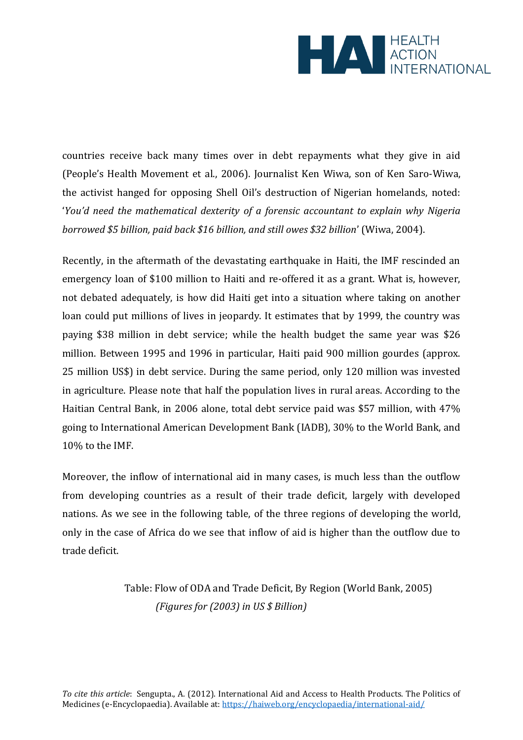countries receive back many times over in debt repayments what they give in aid (People's Health Movement et al., 2006). Journalist Ken Wiwa, son of Ken Saro-Wiwa, the activist hanged for opposing Shell Oil's destruction of Nigerian homelands, noted: '*You'd need the mathematical dexterity of a forensic accountant to explain why Nigeria borrowed $5 billion, paid back $16 billion, and still owes $32 billion*' (Wiwa, 2004).

Recently, in the aftermath of the devastating earthquake in Haiti, the IMF rescinded an emergency loan of $100 million to Haiti and re-offered it as a grant. What is, however, not debated adequately, is how did Haiti get into a situation where taking on another loan could put millions of lives in jeopardy. It estimates that by 1999, the country was paying $38 million in debt service; while the health budget the same year was $26 million. Between 1995 and 1996 in particular, Haiti paid 900 million gourdes (approx. 25 million US$) in debt service. During the same period, only 120 million was invested in agriculture. Please note that half the population lives in rural areas. According to the Haitian Central Bank, in 2006 alone, total debt service paid was $57 million, with 47% going to International American Development Bank (IADB), 30% to the World Bank, and 10% to the IMF.

Moreover, the inflow of international aid in many cases, is much less than the outflow from developing countries as a result of their trade deficit, largely with developed nations. As we see in the following table, of the three regions of developing the world, only in the case of Africa do we see that inflow of aid is higher than the outflow due to trade deficit.

Table: Flow of ODA and Trade Deficit, By Region (World Bank, 2005)
*(Figures for (2003) in US $ Billion)*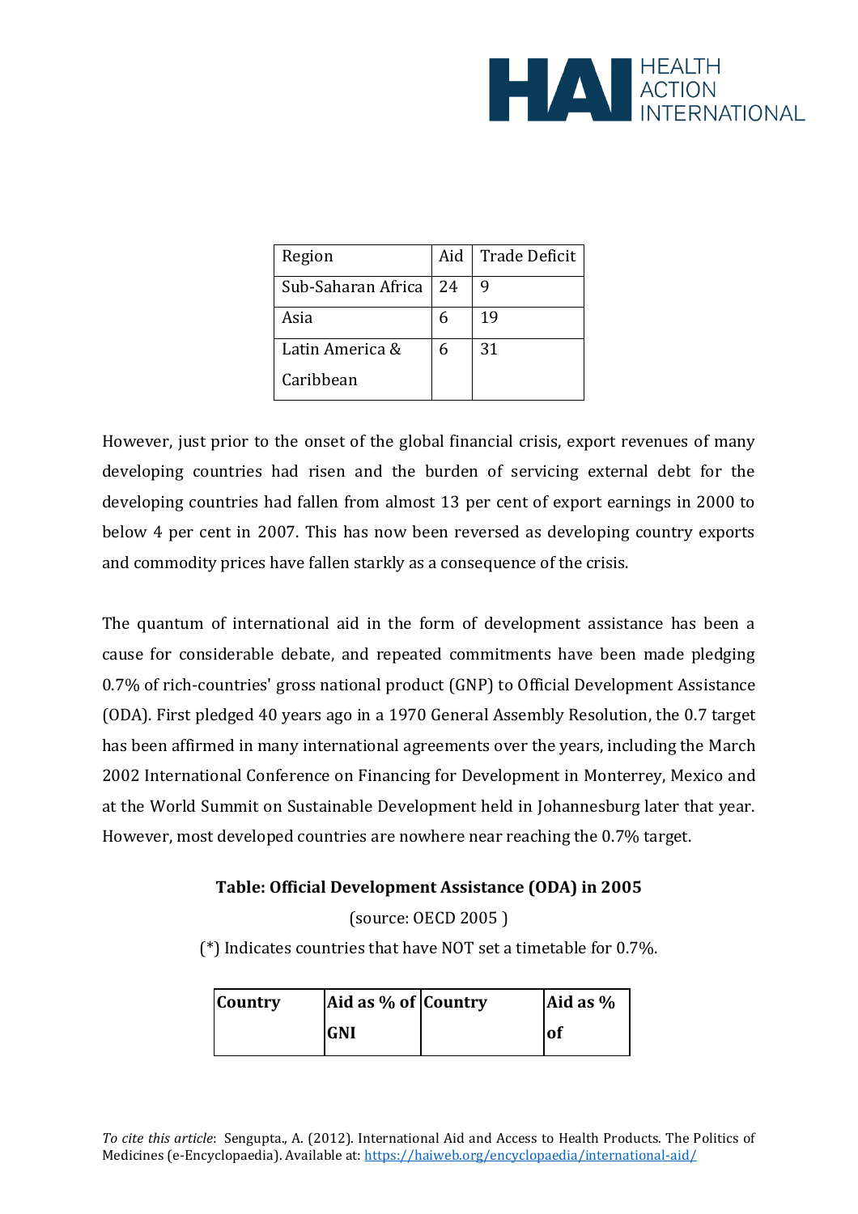| Region | Aid | Trade Deficit |
|---|---|---|
| Sub-Saharan Africa | 24 | 9 |
| Asia | 6 | 19 |
| Latin America & Caribbean | 6 | 31 |

However, just prior to the onset of the global financial crisis, export revenues of many developing countries had risen and the burden of servicing external debt for the developing countries had fallen from almost 13 per cent of export earnings in 2000 to below 4 per cent in 2007. This has now been reversed as developing country exports and commodity prices have fallen starkly as a consequence of the crisis.

The quantum of international aid in the form of development assistance has been a cause for considerable debate, and repeated commitments have been made pledging 0.7% of rich-countries' gross national product (GNP) to Official Development Assistance (ODA). First pledged 40 years ago in a 1970 General Assembly Resolution, the 0.7 target has been affirmed in many international agreements over the years, including the March 2002 International Conference on Financing for Development in Monterrey, Mexico and at the World Summit on Sustainable Development held in Johannesburg later that year. However, most developed countries are nowhere near reaching the 0.7% target.

**Table: Official Development Assistance (ODA) in 2005**

(source: OECD 2005 )

(*) Indicates countries that have NOT set a timetable for 0.7%.

| Country | Aid as % of GNI | Country | Aid as % of |
|---|---|---|---|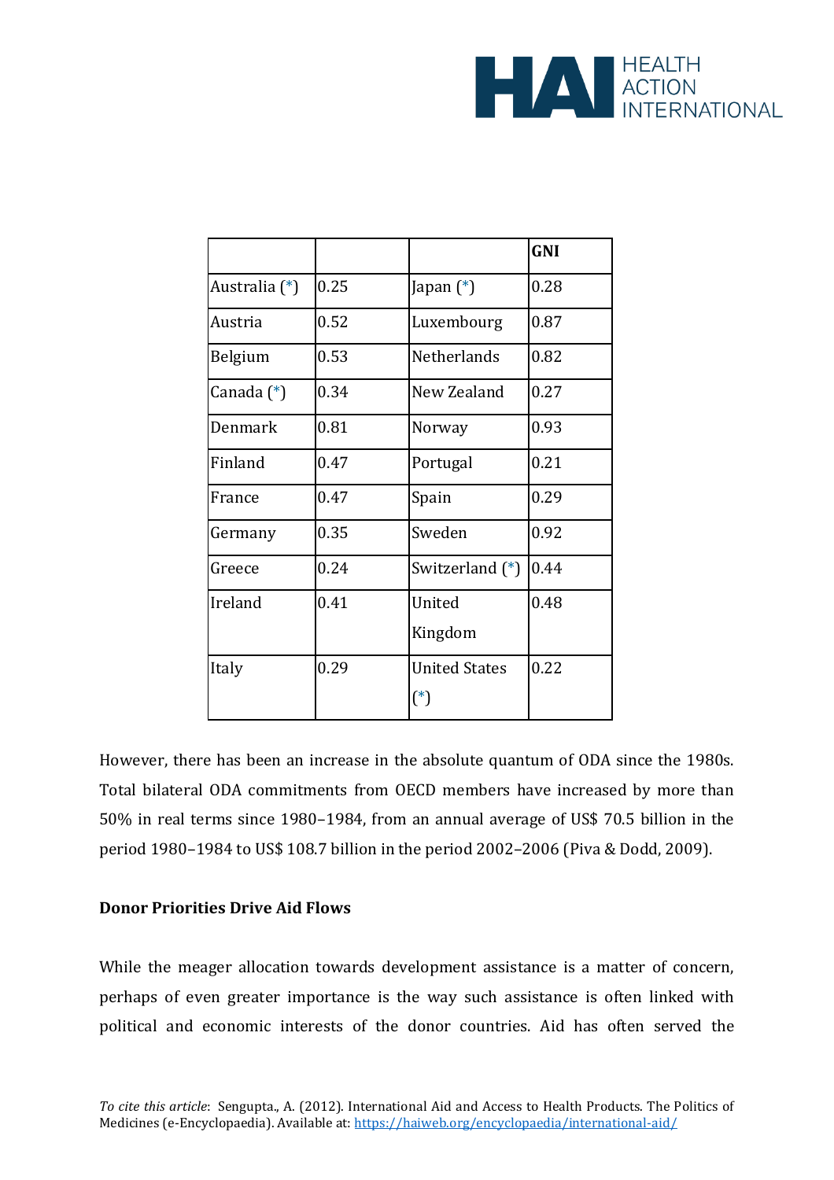|  |  |  | **GNI** |
|---|---|---|---|
| Australia (*) | 0.25 | Japan (*) | 0.28 |
| Austria | 0.52 | Luxembourg | 0.87 |
| Belgium | 0.53 | Netherlands | 0.82 |
| Canada (*) | 0.34 | New Zealand | 0.27 |
| Denmark | 0.81 | Norway | 0.93 |
| Finland | 0.47 | Portugal | 0.21 |
| France | 0.47 | Spain | 0.29 |
| Germany | 0.35 | Sweden | 0.92 |
| Greece | 0.24 | Switzerland (*) | 0.44 |
| Ireland | 0.41 | United Kingdom | 0.48 |
| Italy | 0.29 | United States (*) | 0.22 |

However, there has been an increase in the absolute quantum of ODA since the 1980s. Total bilateral ODA commitments from OECD members have increased by more than 50% in real terms since 1980–1984, from an annual average of US$ 70.5 billion in the period 1980–1984 to US$ 108.7 billion in the period 2002–2006 (Piva & Dodd, 2009).

**Donor Priorities Drive Aid Flows**

While the meager allocation towards development assistance is a matter of concern, perhaps of even greater importance is the way such assistance is often linked with political and economic interests of the donor countries. Aid has often served the

*To cite this article*: Sengupta., A. (2012). International Aid and Access to Health Products. The Politics of Medicines (e-Encyclopaedia). Available at: https://haiweb.org/encyclopaedia/international-aid/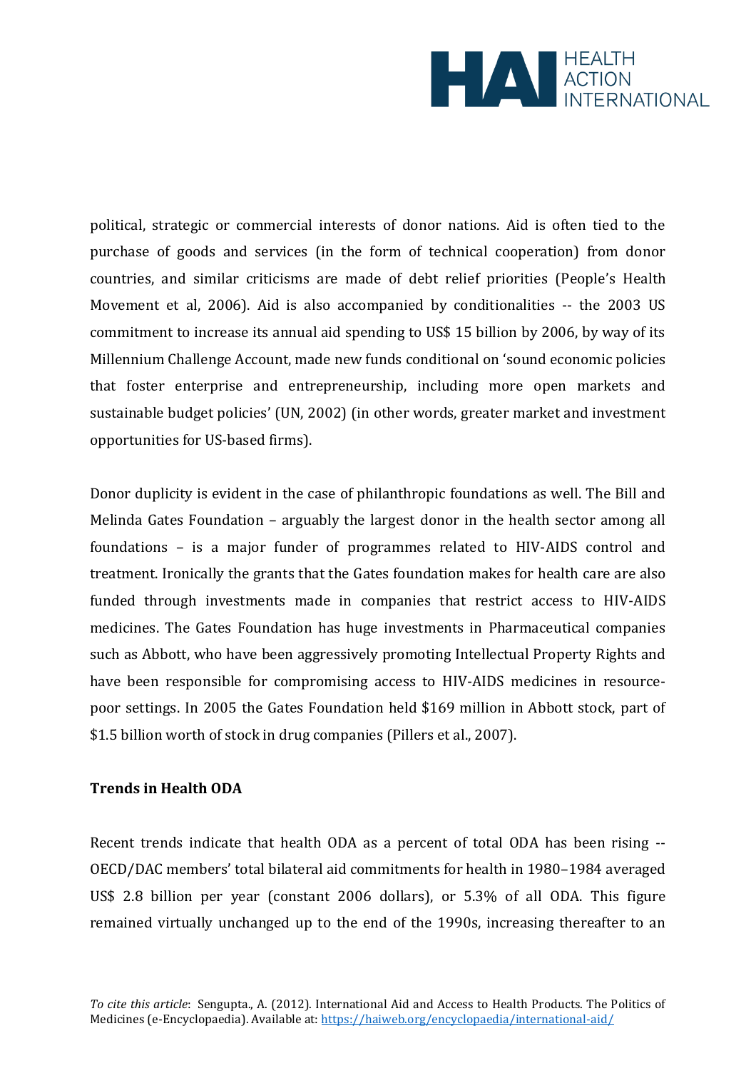political, strategic or commercial interests of donor nations. Aid is often tied to the purchase of goods and services (in the form of technical cooperation) from donor countries, and similar criticisms are made of debt relief priorities (People's Health Movement et al, 2006). Aid is also accompanied by conditionalities -- the 2003 US commitment to increase its annual aid spending to US$ 15 billion by 2006, by way of its Millennium Challenge Account, made new funds conditional on 'sound economic policies that foster enterprise and entrepreneurship, including more open markets and sustainable budget policies' (UN, 2002) (in other words, greater market and investment opportunities for US-based firms).

Donor duplicity is evident in the case of philanthropic foundations as well. The Bill and Melinda Gates Foundation – arguably the largest donor in the health sector among all foundations – is a major funder of programmes related to HIV-AIDS control and treatment. Ironically the grants that the Gates foundation makes for health care are also funded through investments made in companies that restrict access to HIV-AIDS medicines. The Gates Foundation has huge investments in Pharmaceutical companies such as Abbott, who have been aggressively promoting Intellectual Property Rights and have been responsible for compromising access to HIV-AIDS medicines in resource-poor settings. In 2005 the Gates Foundation held $169 million in Abbott stock, part of $1.5 billion worth of stock in drug companies (Pillers et al., 2007).

**Trends in Health ODA**

Recent trends indicate that health ODA as a percent of total ODA has been rising -- OECD/DAC members' total bilateral aid commitments for health in 1980–1984 averaged US$ 2.8 billion per year (constant 2006 dollars), or 5.3% of all ODA. This figure remained virtually unchanged up to the end of the 1990s, increasing thereafter to an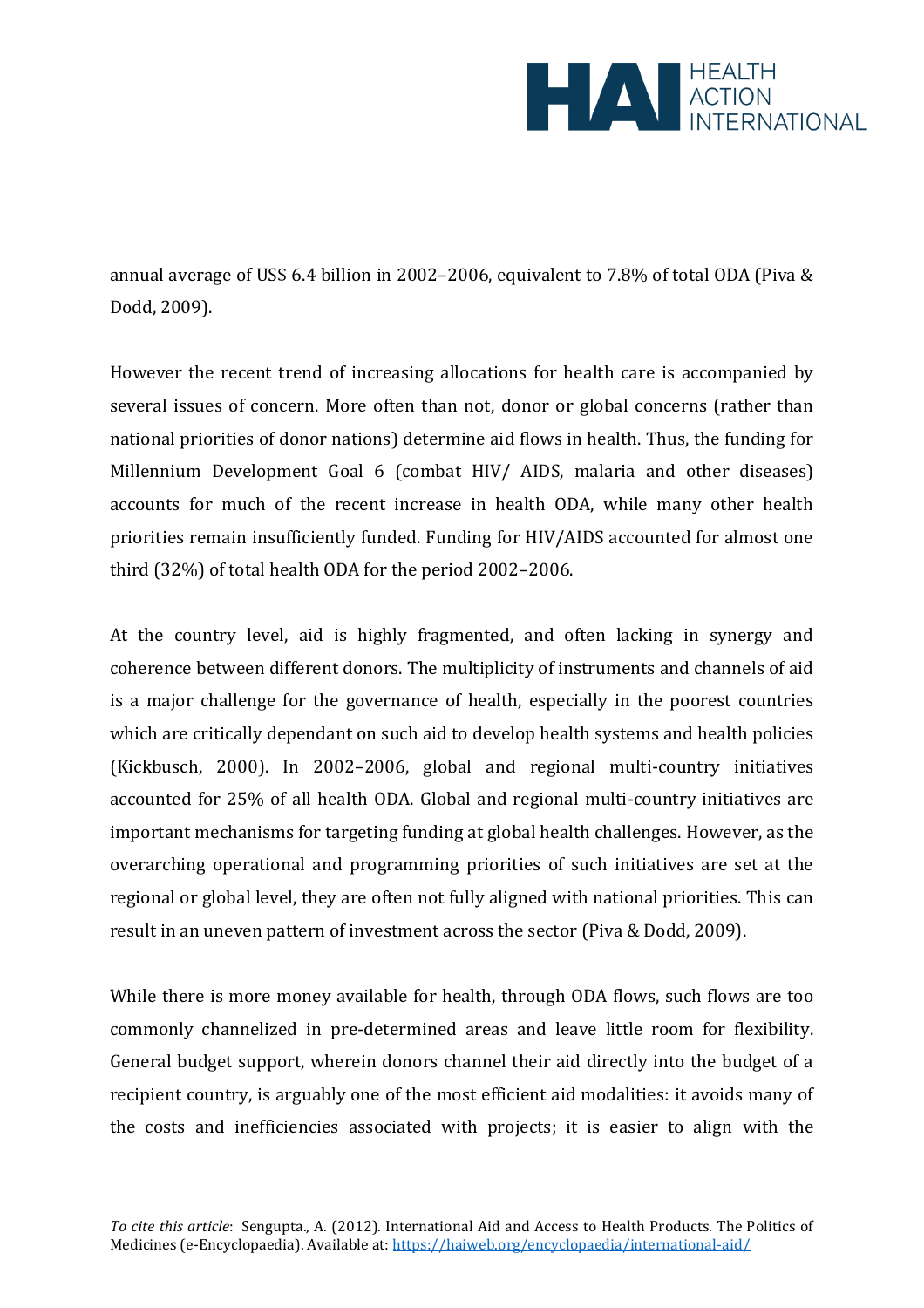annual average of US$ 6.4 billion in 2002–2006, equivalent to 7.8% of total ODA (Piva & Dodd, 2009).

However the recent trend of increasing allocations for health care is accompanied by several issues of concern. More often than not, donor or global concerns (rather than national priorities of donor nations) determine aid flows in health. Thus, the funding for Millennium Development Goal 6 (combat HIV/ AIDS, malaria and other diseases) accounts for much of the recent increase in health ODA, while many other health priorities remain insufficiently funded. Funding for HIV/AIDS accounted for almost one third (32%) of total health ODA for the period 2002–2006.

At the country level, aid is highly fragmented, and often lacking in synergy and coherence between different donors. The multiplicity of instruments and channels of aid is a major challenge for the governance of health, especially in the poorest countries which are critically dependant on such aid to develop health systems and health policies (Kickbusch, 2000). In 2002–2006, global and regional multi-country initiatives accounted for 25% of all health ODA. Global and regional multi-country initiatives are important mechanisms for targeting funding at global health challenges. However, as the overarching operational and programming priorities of such initiatives are set at the regional or global level, they are often not fully aligned with national priorities. This can result in an uneven pattern of investment across the sector (Piva & Dodd, 2009).

While there is more money available for health, through ODA flows, such flows are too commonly channelized in pre-determined areas and leave little room for flexibility. General budget support, wherein donors channel their aid directly into the budget of a recipient country, is arguably one of the most efficient aid modalities: it avoids many of the costs and inefficiencies associated with projects; it is easier to align with the

*To cite this article*: Sengupta., A. (2012). International Aid and Access to Health Products. The Politics of Medicines (e-Encyclopaedia). Available at: https://haiweb.org/encyclopaedia/international-aid/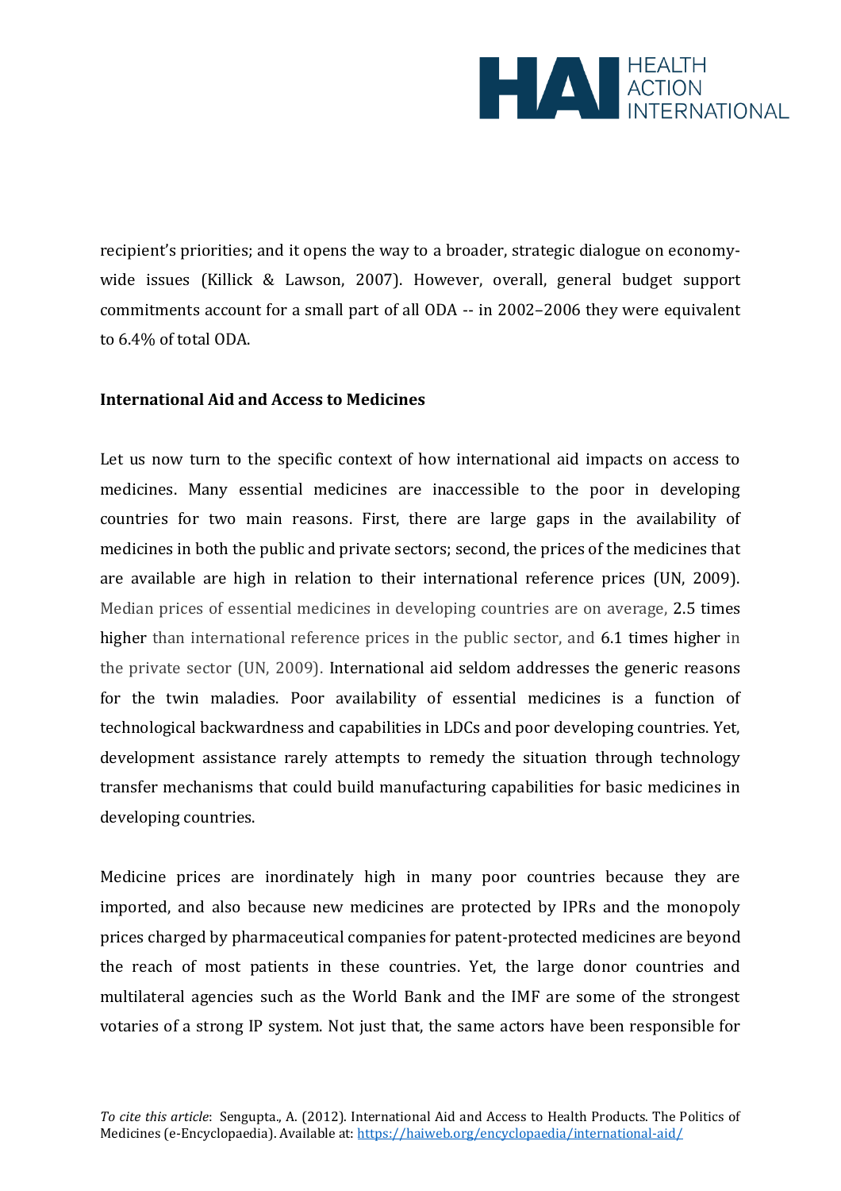recipient's priorities; and it opens the way to a broader, strategic dialogue on economy-wide issues (Killick & Lawson, 2007). However, overall, general budget support commitments account for a small part of all ODA -- in 2002–2006 they were equivalent to 6.4% of total ODA.

**International Aid and Access to Medicines**

Let us now turn to the specific context of how international aid impacts on access to medicines. Many essential medicines are inaccessible to the poor in developing countries for two main reasons. First, there are large gaps in the availability of medicines in both the public and private sectors; second, the prices of the medicines that are available are high in relation to their international reference prices (UN, 2009). Median prices of essential medicines in developing countries are on average, 2.5 times higher than international reference prices in the public sector, and 6.1 times higher in the private sector (UN, 2009). International aid seldom addresses the generic reasons for the twin maladies. Poor availability of essential medicines is a function of technological backwardness and capabilities in LDCs and poor developing countries. Yet, development assistance rarely attempts to remedy the situation through technology transfer mechanisms that could build manufacturing capabilities for basic medicines in developing countries.

Medicine prices are inordinately high in many poor countries because they are imported, and also because new medicines are protected by IPRs and the monopoly prices charged by pharmaceutical companies for patent-protected medicines are beyond the reach of most patients in these countries. Yet, the large donor countries and multilateral agencies such as the World Bank and the IMF are some of the strongest votaries of a strong IP system. Not just that, the same actors have been responsible for

*To cite this article*: Sengupta., A. (2012). International Aid and Access to Health Products. The Politics of Medicines (e-Encyclopaedia). Available at: https://haiweb.org/encyclopaedia/international-aid/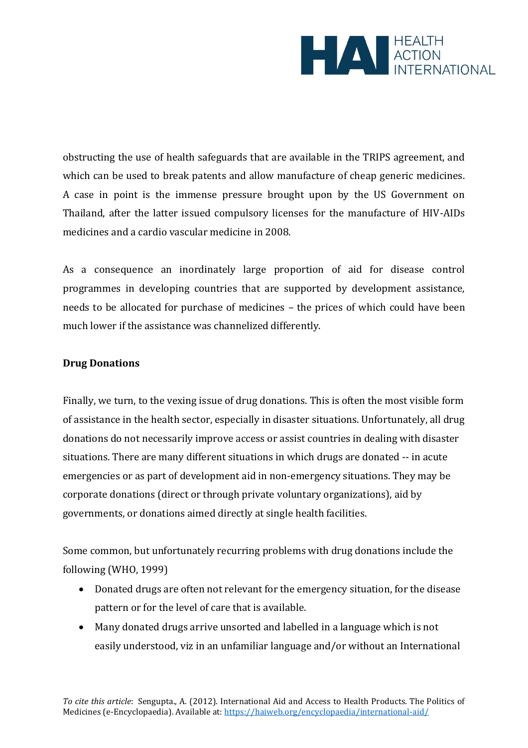obstructing the use of health safeguards that are available in the TRIPS agreement, and which can be used to break patents and allow manufacture of cheap generic medicines. A case in point is the immense pressure brought upon by the US Government on Thailand, after the latter issued compulsory licenses for the manufacture of HIV-AIDs medicines and a cardio vascular medicine in 2008.

As a consequence an inordinately large proportion of aid for disease control programmes in developing countries that are supported by development assistance, needs to be allocated for purchase of medicines – the prices of which could have been much lower if the assistance was channelized differently.

**Drug Donations**

Finally, we turn, to the vexing issue of drug donations. This is often the most visible form of assistance in the health sector, especially in disaster situations. Unfortunately, all drug donations do not necessarily improve access or assist countries in dealing with disaster situations. There are many different situations in which drugs are donated -- in acute emergencies or as part of development aid in non-emergency situations. They may be corporate donations (direct or through private voluntary organizations), aid by governments, or donations aimed directly at single health facilities.

Some common, but unfortunately recurring problems with drug donations include the following (WHO, 1999)

- Donated drugs are often not relevant for the emergency situation, for the disease pattern or for the level of care that is available.
- Many donated drugs arrive unsorted and labelled in a language which is not easily understood, viz in an unfamiliar language and/or without an International

*To cite this article*: Sengupta., A. (2012). International Aid and Access to Health Products. The Politics of Medicines (e-Encyclopaedia). Available at: https://haiweb.org/encyclopaedia/international-aid/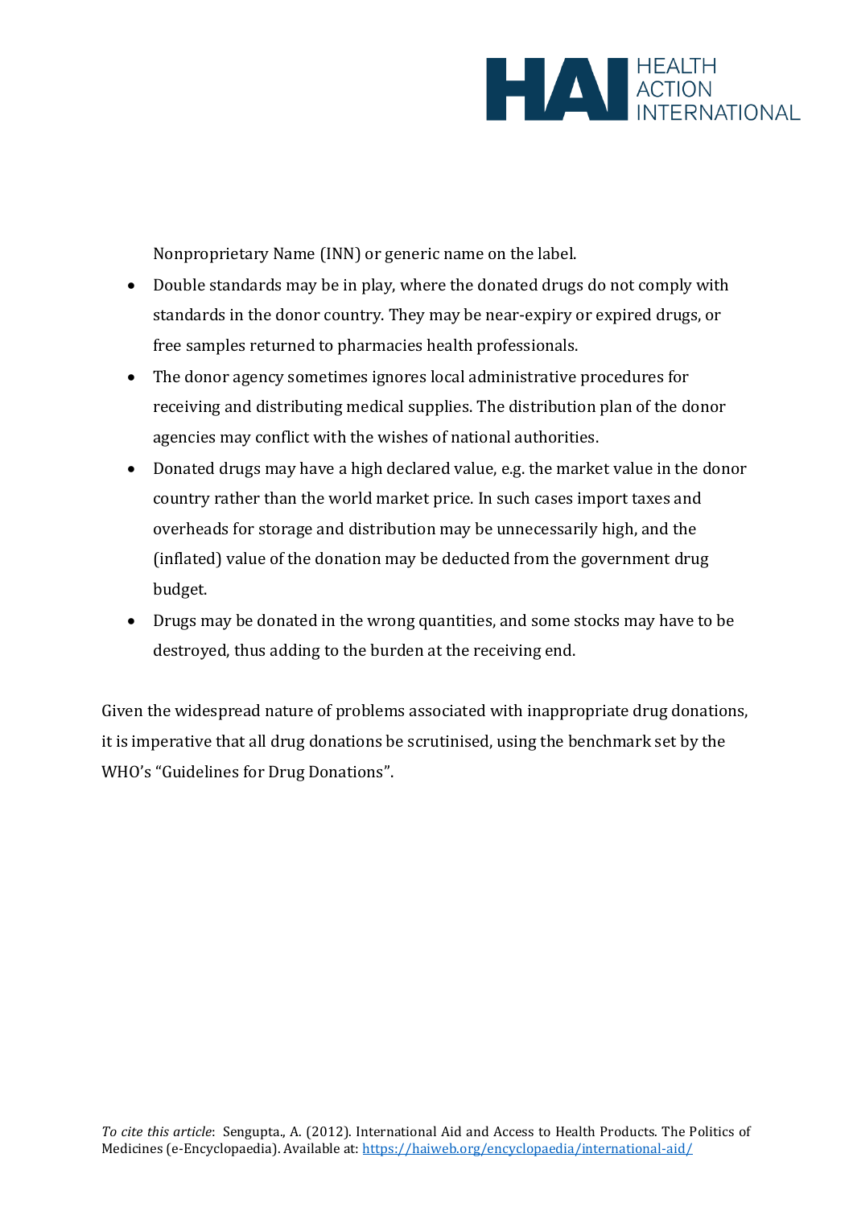Nonproprietary Name (INN) or generic name on the label.

- Double standards may be in play, where the donated drugs do not comply with standards in the donor country. They may be near-expiry or expired drugs, or free samples returned to pharmacies health professionals.
- The donor agency sometimes ignores local administrative procedures for receiving and distributing medical supplies. The distribution plan of the donor agencies may conflict with the wishes of national authorities.
- Donated drugs may have a high declared value, e.g. the market value in the donor country rather than the world market price. In such cases import taxes and overheads for storage and distribution may be unnecessarily high, and the (inflated) value of the donation may be deducted from the government drug budget.
- Drugs may be donated in the wrong quantities, and some stocks may have to be destroyed, thus adding to the burden at the receiving end.

Given the widespread nature of problems associated with inappropriate drug donations, it is imperative that all drug donations be scrutinised, using the benchmark set by the WHO's "Guidelines for Drug Donations".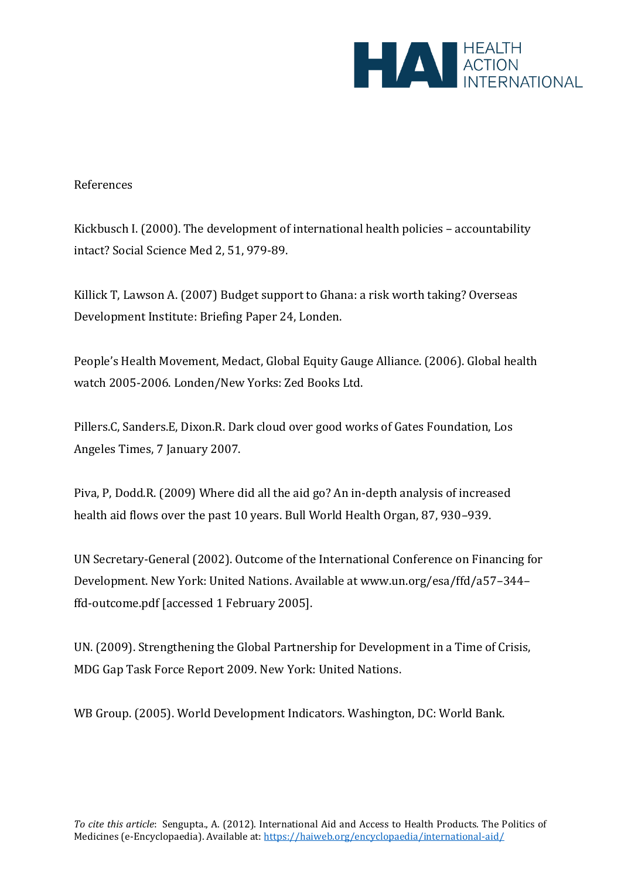References

Kickbusch I. (2000). The development of international health policies – accountability intact? Social Science Med 2, 51, 979-89.

Killick T, Lawson A. (2007) Budget support to Ghana: a risk worth taking? Overseas Development Institute: Briefing Paper 24, Londen.

People's Health Movement, Medact, Global Equity Gauge Alliance. (2006). Global health watch 2005-2006. Londen/New Yorks: Zed Books Ltd.

Pillers.C, Sanders.E, Dixon.R. Dark cloud over good works of Gates Foundation, Los Angeles Times, 7 January 2007.

Piva, P, Dodd.R. (2009) Where did all the aid go? An in-depth analysis of increased health aid flows over the past 10 years. Bull World Health Organ, 87, 930–939.

UN Secretary-General (2002). Outcome of the International Conference on Financing for Development. New York: United Nations. Available at www.un.org/esa/ffd/a57–344–ffd-outcome.pdf [accessed 1 February 2005].

UN. (2009). Strengthening the Global Partnership for Development in a Time of Crisis, MDG Gap Task Force Report 2009. New York: United Nations.

WB Group. (2005). World Development Indicators. Washington, DC: World Bank.

*To cite this article*: Sengupta., A. (2012). International Aid and Access to Health Products. The Politics of Medicines (e-Encyclopaedia). Available at: https://haiweb.org/encyclopaedia/international-aid/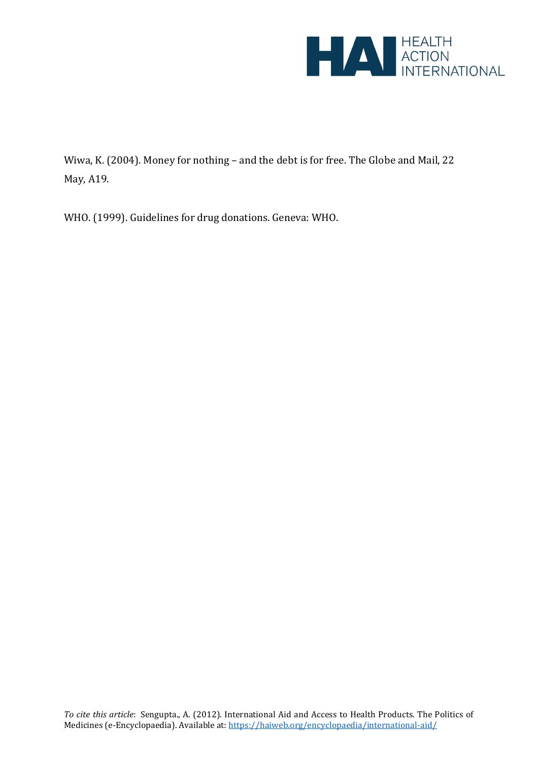Wiwa, K. (2004). Money for nothing – and the debt is for free. The Globe and Mail, 22 May, A19.

WHO. (1999). Guidelines for drug donations. Geneva: WHO.

*To cite this article*: Sengupta., A. (2012). International Aid and Access to Health Products. The Politics of Medicines (e-Encyclopaedia). Available at: [https://haiweb.org/encyclopaedia/international-aid/](https://haiweb.org/encyclopaedia/international-aid/)